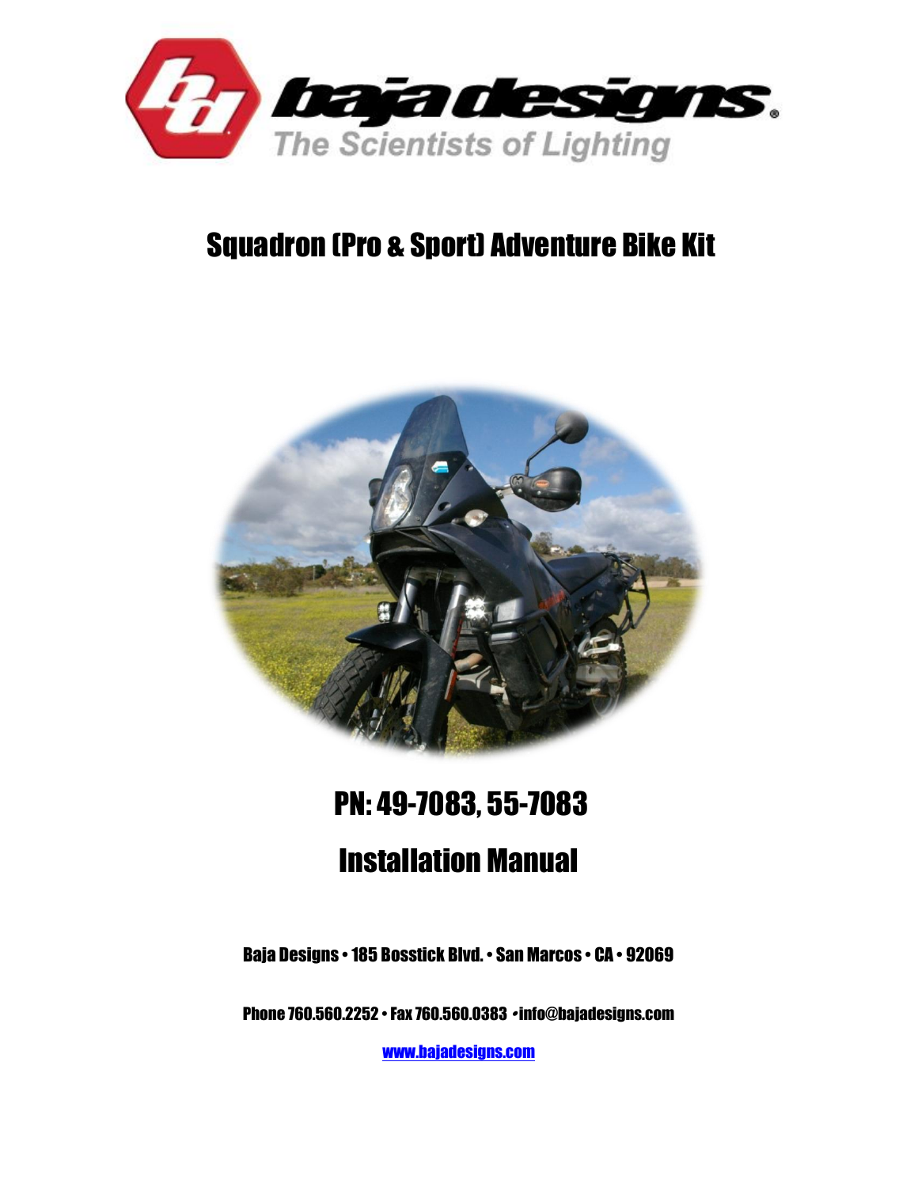baja designs

The Scientists of Lighting

# Squadron (Pro & Sport) Adventure Bike Kit

## PN: 49-7083, 55-7083

## Installation Manual

**Baja Designs • 185 Bosstick Blvd. • San Marcos • CA • 92069**

**Phone 760.560.2252 • Fax 760.560.0383 •info@bajadesigns.com**

**www.bajadesigns.com**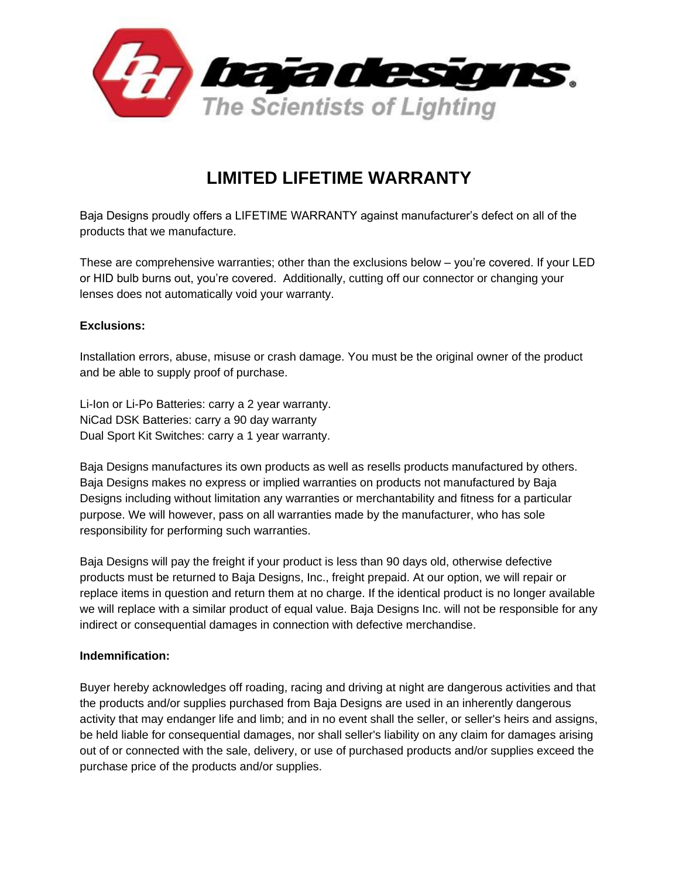# LIMITED LIFETIME WARRANTY

Baja Designs proudly offers a LIFETIME WARRANTY against manufacturer's defect on all of the products that we manufacture.

These are comprehensive warranties; other than the exclusions below – you're covered. If your LED or HID bulb burns out, you're covered. Additionally, cutting off our connector or changing your lenses does not automatically void your warranty.

**Exclusions:**

Installation errors, abuse, misuse or crash damage. You must be the original owner of the product and be able to supply proof of purchase.

Li-Ion or Li-Po Batteries: carry a 2 year warranty.
NiCad DSK Batteries: carry a 90 day warranty
Dual Sport Kit Switches: carry a 1 year warranty.

Baja Designs manufactures its own products as well as resells products manufactured by others. Baja Designs makes no express or implied warranties on products not manufactured by Baja Designs including without limitation any warranties or merchantability and fitness for a particular purpose. We will however, pass on all warranties made by the manufacturer, who has sole responsibility for performing such warranties.

Baja Designs will pay the freight if your product is less than 90 days old, otherwise defective products must be returned to Baja Designs, Inc., freight prepaid. At our option, we will repair or replace items in question and return them at no charge. If the identical product is no longer available we will replace with a similar product of equal value. Baja Designs Inc. will not be responsible for any indirect or consequential damages in connection with defective merchandise.

**Indemnification:**

Buyer hereby acknowledges off roading, racing and driving at night are dangerous activities and that the products and/or supplies purchased from Baja Designs are used in an inherently dangerous activity that may endanger life and limb; and in no event shall the seller, or seller's heirs and assigns, be held liable for consequential damages, nor shall seller's liability on any claim for damages arising out of or connected with the sale, delivery, or use of purchased products and/or supplies exceed the purchase price of the products and/or supplies.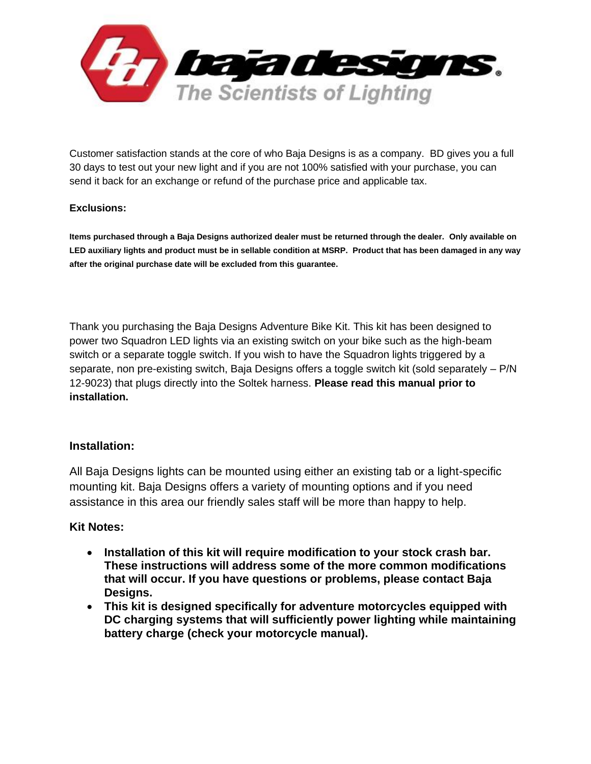baja designs®
The Scientists of Lighting

Customer satisfaction stands at the core of who Baja Designs is as a company. BD gives you a full 30 days to test out your new light and if you are not 100% satisfied with your purchase, you can send it back for an exchange or refund of the purchase price and applicable tax.

**Exclusions:**

**Items purchased through a Baja Designs authorized dealer must be returned through the dealer. Only available on LED auxiliary lights and product must be in sellable condition at MSRP. Product that has been damaged in any way after the original purchase date will be excluded from this guarantee.**

Thank you purchasing the Baja Designs Adventure Bike Kit. This kit has been designed to power two Squadron LED lights via an existing switch on your bike such as the high-beam switch or a separate toggle switch. If you wish to have the Squadron lights triggered by a separate, non pre-existing switch, Baja Designs offers a toggle switch kit (sold separately – P/N 12-9023) that plugs directly into the Soltek harness. **Please read this manual prior to installation.**

## Installation:

All Baja Designs lights can be mounted using either an existing tab or a light-specific mounting kit. Baja Designs offers a variety of mounting options and if you need assistance in this area our friendly sales staff will be more than happy to help.

**Kit Notes:**

- **Installation of this kit will require modification to your stock crash bar. These instructions will address some of the more common modifications that will occur. If you have questions or problems, please contact Baja Designs.**
- **This kit is designed specifically for adventure motorcycles equipped with DC charging systems that will sufficiently power lighting while maintaining battery charge (check your motorcycle manual).**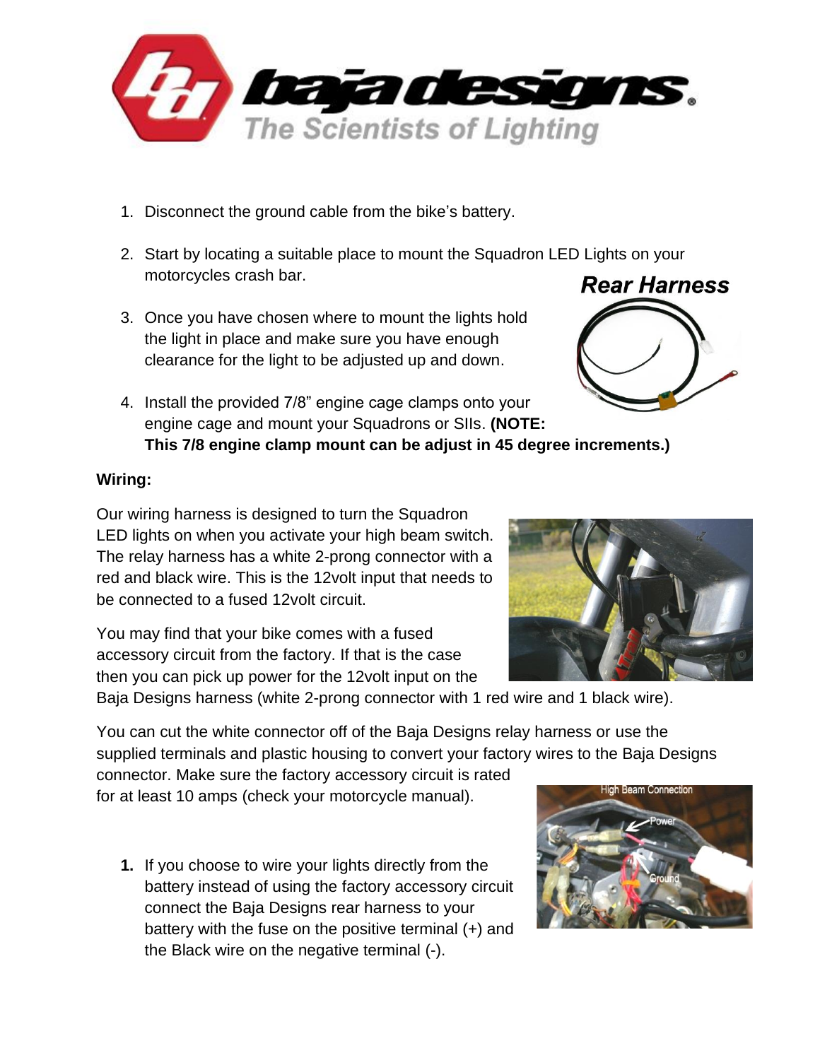1. Disconnect the ground cable from the bike's battery.

2. Start by locating a suitable place to mount the Squadron LED Lights on your motorcycles crash bar.

3. Once you have chosen where to mount the lights hold the light in place and make sure you have enough clearance for the light to be adjusted up and down.

4. Install the provided 7/8" engine cage clamps onto your engine cage and mount your Squadrons or SIIs. **(NOTE: This 7/8 engine clamp mount can be adjust in 45 degree increments.)**

**Rear Harness**

**Wiring:**

Our wiring harness is designed to turn the Squadron LED lights on when you activate your high beam switch. The relay harness has a white 2-prong connector with a red and black wire. This is the 12volt input that needs to be connected to a fused 12volt circuit.

You may find that your bike comes with a fused accessory circuit from the factory. If that is the case then you can pick up power for the 12volt input on the Baja Designs harness (white 2-prong connector with 1 red wire and 1 black wire).

You can cut the white connector off of the Baja Designs relay harness or use the supplied terminals and plastic housing to convert your factory wires to the Baja Designs connector. Make sure the factory accessory circuit is rated for at least 10 amps (check your motorcycle manual).

High Beam Connection

1. If you choose to wire your lights directly from the battery instead of using the factory accessory circuit connect the Baja Designs rear harness to your battery with the fuse on the positive terminal (+) and the Black wire on the negative terminal (-).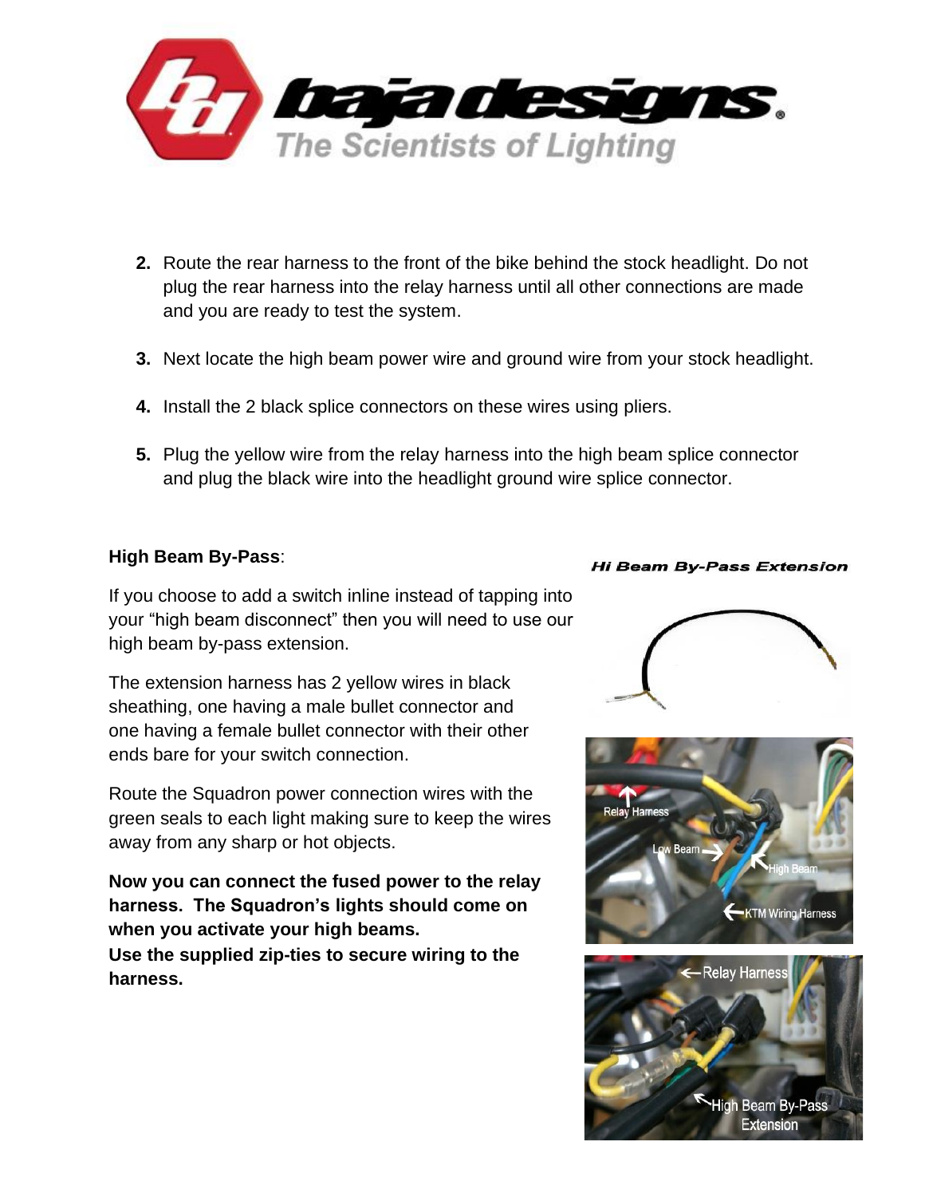2. Route the rear harness to the front of the bike behind the stock headlight. Do not plug the rear harness into the relay harness until all other connections are made and you are ready to test the system.

3. Next locate the high beam power wire and ground wire from your stock headlight.

4. Install the 2 black splice connectors on these wires using pliers.

5. Plug the yellow wire from the relay harness into the high beam splice connector and plug the black wire into the headlight ground wire splice connector.

**High Beam By-Pass**:

If you choose to add a switch inline instead of tapping into your "high beam disconnect" then you will need to use our high beam by-pass extension.

The extension harness has 2 yellow wires in black sheathing, one having a male bullet connector and one having a female bullet connector with their other ends bare for your switch connection.

Route the Squadron power connection wires with the green seals to each light making sure to keep the wires away from any sharp or hot objects.

**Now you can connect the fused power to the relay harness. The Squadron's lights should come on when you activate your high beams.**

**Use the supplied zip-ties to secure wiring to the harness.**

***Hi Beam By-Pass Extension***

Relay Harness
Low Beam
High Beam
KTM Wiring Harness

Relay Harness
High Beam By-Pass Extension